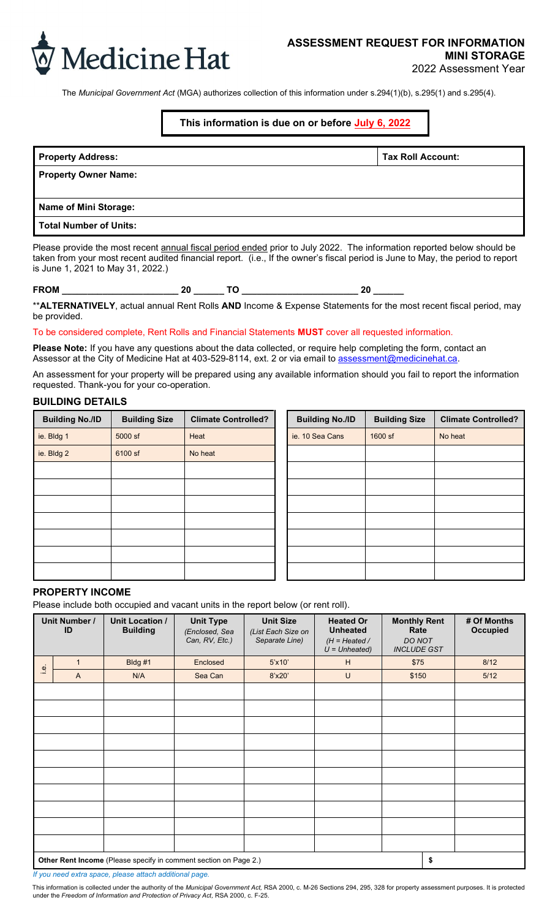Medicine Hat

# ASSESSMENT REQUEST FOR INFORMATION
## MINI STORAGE
2022 Assessment Year

The *Municipal Government Act* (MGA) authorizes collection of this information under s.294(1)(b), s.295(1) and s.295(4).

**This information is due on or before July 6, 2022**

| **Property Address:** | **Tax Roll Account:** |
|---|---|
| **Property Owner Name:** | |
| **Name of Mini Storage:** | |
| **Total Number of Units:** | |

Please provide the most recent annual fiscal period ended prior to July 2022. The information reported below should be taken from your most recent audited financial report. (i.e., If the owner's fiscal period is June to May, the period to report is June 1, 2021 to May 31, 2022.)

**FROM** ______________________ **20** ______ **TO** ______________________ **20** ______

\*\***ALTERNATIVELY**, actual annual Rent Rolls **AND** Income & Expense Statements for the most recent fiscal period, may be provided.

To be considered complete, Rent Rolls and Financial Statements **MUST** cover all requested information.

**Please Note:** If you have any questions about the data collected, or require help completing the form, contact an Assessor at the City of Medicine Hat at 403-529-8114, ext. 2 or via email to assessment@medicinehat.ca.

An assessment for your property will be prepared using any available information should you fail to report the information requested. Thank-you for your co-operation.

### BUILDING DETAILS

| Building No./ID | Building Size | Climate Controlled? | Building No./ID | Building Size | Climate Controlled? |
|---|---|---|---|---|---|
| ie. Bldg 1 | 5000 sf | Heat | ie. 10 Sea Cans | 1600 sf | No heat |
| ie. Bldg 2 | 6100 sf | No heat | | | |
| | | | | | |
| | | | | | |
| | | | | | |
| | | | | | |
| | | | | | |
| | | | | | |
| | | | | | |

### PROPERTY INCOME

Please include both occupied and vacant units in the report below (or rent roll).

| | Unit Number / ID | Unit Location / Building | Unit Type *(Enclosed, Sea Can, RV, Etc.)* | Unit Size *(List Each Size on Separate Line)* | Heated Or Unheated *(H = Heated / U = Unheated)* | Monthly Rent Rate *DO NOT INCLUDE GST* | # Of Months Occupied |
|---|---|---|---|---|---|---|---|
| i.e. | 1 | Bldg #1 | Enclosed | 5'x10' | H | $75 | 8/12 |
| i.e. | A | N/A | Sea Can | 8'x20' | U | $150 | 5/12 |
| | | | | | | | |
| | | | | | | | |
| | | | | | | | |
| | | | | | | | |
| | | | | | | | |
| | | | | | | | |
| | | | | | | | |
| | | | | | | | |
| | | | | | | | |
| | | | | | | | |
| **Other Rent Income** (Please specify in comment section on Page 2.) | | | | | | $ | |

*If you need extra space, please attach additional page.*

This information is collected under the authority of the *Municipal Government Act*, RSA 2000, c. M-26 Sections 294, 295, 328 for property assessment purposes. It is protected under the *Freedom of Information and Protection of Privacy Act*, RSA 2000, c. F-25.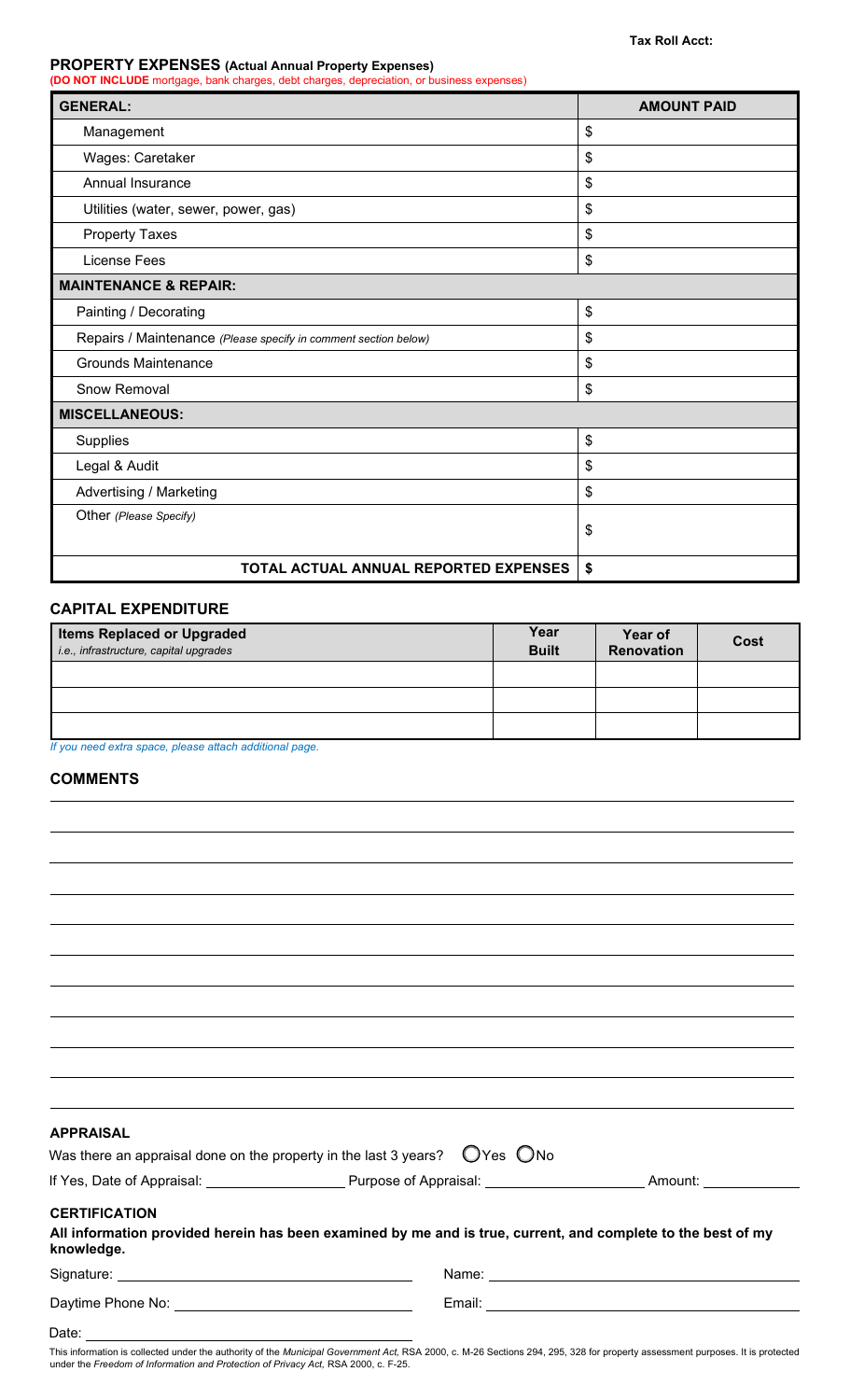Tax Roll Acct:

## PROPERTY EXPENSES (Actual Annual Property Expenses)

**(DO NOT INCLUDE mortgage, bank charges, debt charges, depreciation, or business expenses)**

| GENERAL: | AMOUNT PAID |
|---|---|
| Management | $ |
| Wages: Caretaker | $ |
| Annual Insurance | $ |
| Utilities (water, sewer, power, gas) | $ |
| Property Taxes | $ |
| License Fees | $ |
| **MAINTENANCE & REPAIR:** | |
| Painting / Decorating | $ |
| Repairs / Maintenance *(Please specify in comment section below)* | $ |
| Grounds Maintenance | $ |
| Snow Removal | $ |
| **MISCELLANEOUS:** | |
| Supplies | $ |
| Legal & Audit | $ |
| Advertising / Marketing | $ |
| Other *(Please Specify)* | $ |
| **TOTAL ACTUAL ANNUAL REPORTED EXPENSES** | **$** |

## CAPITAL EXPENDITURE

| Items Replaced or Upgraded *i.e., infrastructure, capital upgrades* | Year Built | Year of Renovation | Cost |
|---|---|---|---|
| | | | |
| | | | |
| | | | |

*If you need extra space, please attach additional page.*

## COMMENTS

## APPRAISAL

Was there an appraisal done on the property in the last 3 years? ◯ Yes ◯ No

If Yes, Date of Appraisal: \_\_\_\_\_\_\_\_\_\_ Purpose of Appraisal: \_\_\_\_\_\_\_\_\_\_ Amount: \_\_\_\_\_\_\_\_\_\_

## CERTIFICATION

**All information provided herein has been examined by me and is true, current, and complete to the best of my knowledge.**

Signature: \_\_\_\_\_\_\_\_\_\_ Name: \_\_\_\_\_\_\_\_\_\_

Daytime Phone No: \_\_\_\_\_\_\_\_\_\_ Email: \_\_\_\_\_\_\_\_\_\_

Date: \_\_\_\_\_\_\_\_\_\_

This information is collected under the authority of the *Municipal Government Act*, RSA 2000, c. M-26 Sections 294, 295, 328 for property assessment purposes. It is protected under the *Freedom of Information and Protection of Privacy Act*, RSA 2000, c. F-25.